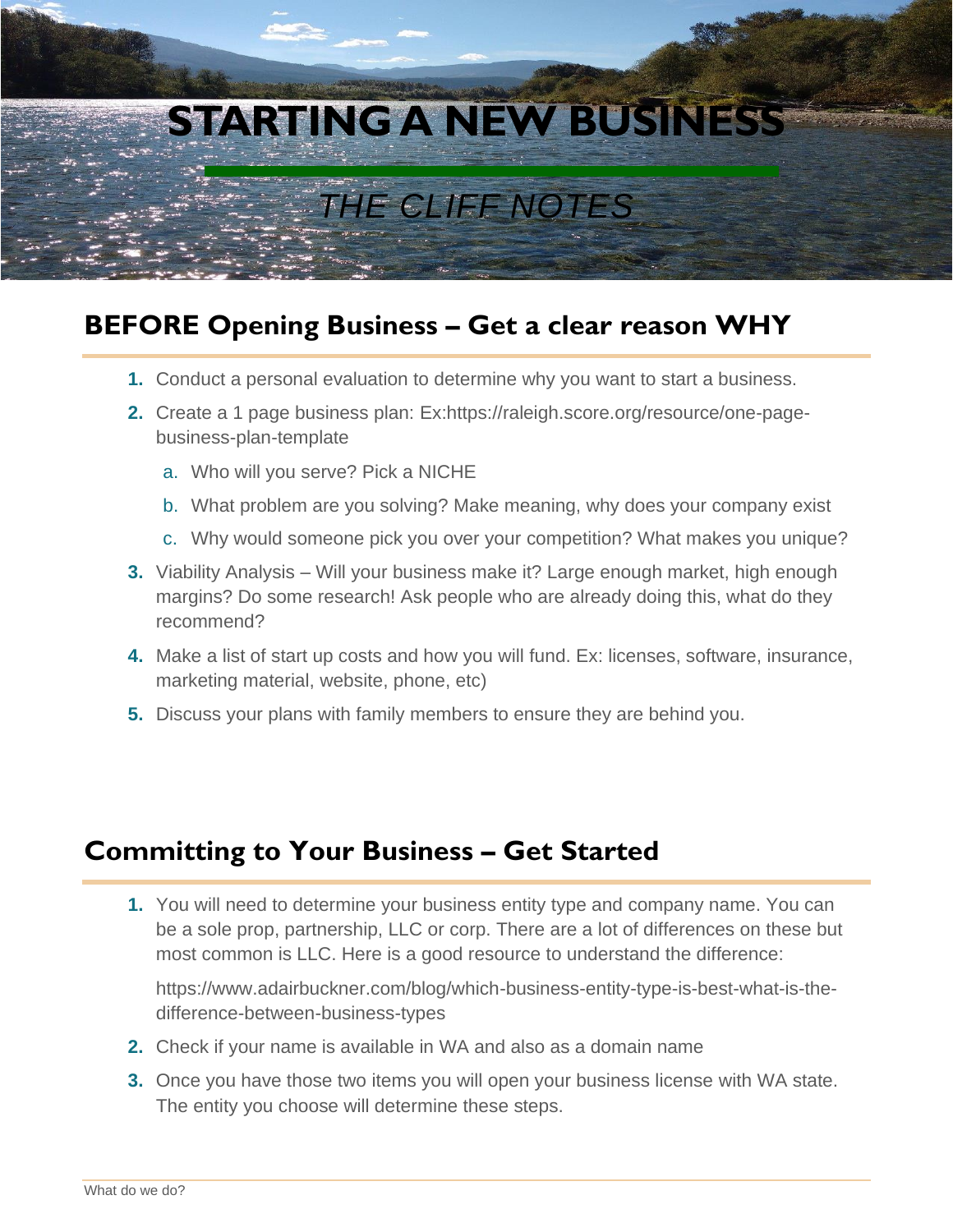# STARTING A NEW BUSINESS

*THE CLIFF NOTES*

## BEFORE Opening Business – Get a clear reason WHY

1. Conduct a personal evaluation to determine why you want to start a business.
2. Create a 1 page business plan: Ex:https://raleigh.score.org/resource/one-page-business-plan-template
   a. Who will you serve? Pick a NICHE
   b. What problem are you solving? Make meaning, why does your company exist
   c. Why would someone pick you over your competition? What makes you unique?
3. Viability Analysis – Will your business make it? Large enough market, high enough margins? Do some research! Ask people who are already doing this, what do they recommend?
4. Make a list of start up costs and how you will fund. Ex: licenses, software, insurance, marketing material, website, phone, etc)
5. Discuss your plans with family members to ensure they are behind you.

## Committing to Your Business – Get Started

1. You will need to determine your business entity type and company name. You can be a sole prop, partnership, LLC or corp. There are a lot of differences on these but most common is LLC. Here is a good resource to understand the difference:

   https://www.adairbuckner.com/blog/which-business-entity-type-is-best-what-is-the-difference-between-business-types
2. Check if your name is available in WA and also as a domain name
3. Once you have those two items you will open your business license with WA state. The entity you choose will determine these steps.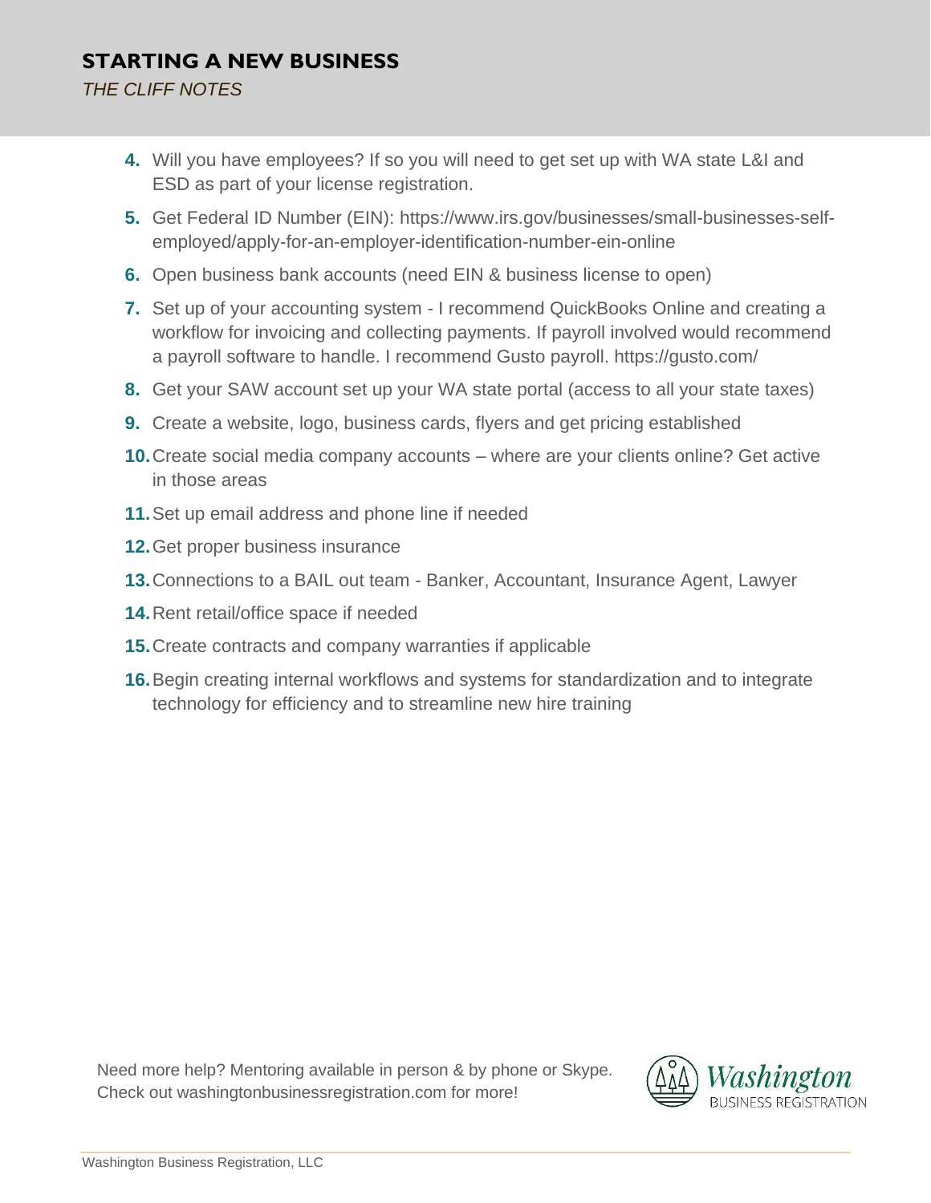## STARTING A NEW BUSINESS

*THE CLIFF NOTES*

4. Will you have employees? If so you will need to get set up with WA state L&I and ESD as part of your license registration.
5. Get Federal ID Number (EIN): https://www.irs.gov/businesses/small-businesses-self-employed/apply-for-an-employer-identification-number-ein-online
6. Open business bank accounts (need EIN & business license to open)
7. Set up of your accounting system - I recommend QuickBooks Online and creating a workflow for invoicing and collecting payments. If payroll involved would recommend a payroll software to handle. I recommend Gusto payroll. https://gusto.com/
8. Get your SAW account set up your WA state portal (access to all your state taxes)
9. Create a website, logo, business cards, flyers and get pricing established
10. Create social media company accounts – where are your clients online? Get active in those areas
11. Set up email address and phone line if needed
12. Get proper business insurance
13. Connections to a BAIL out team - Banker, Accountant, Insurance Agent, Lawyer
14. Rent retail/office space if needed
15. Create contracts and company warranties if applicable
16. Begin creating internal workflows and systems for standardization and to integrate technology for efficiency and to streamline new hire training

Need more help? Mentoring available in person & by phone or Skype.
Check out washingtonbusinessregistration.com for more!

Washington BUSINESS REGISTRATION

Washington Business Registration, LLC